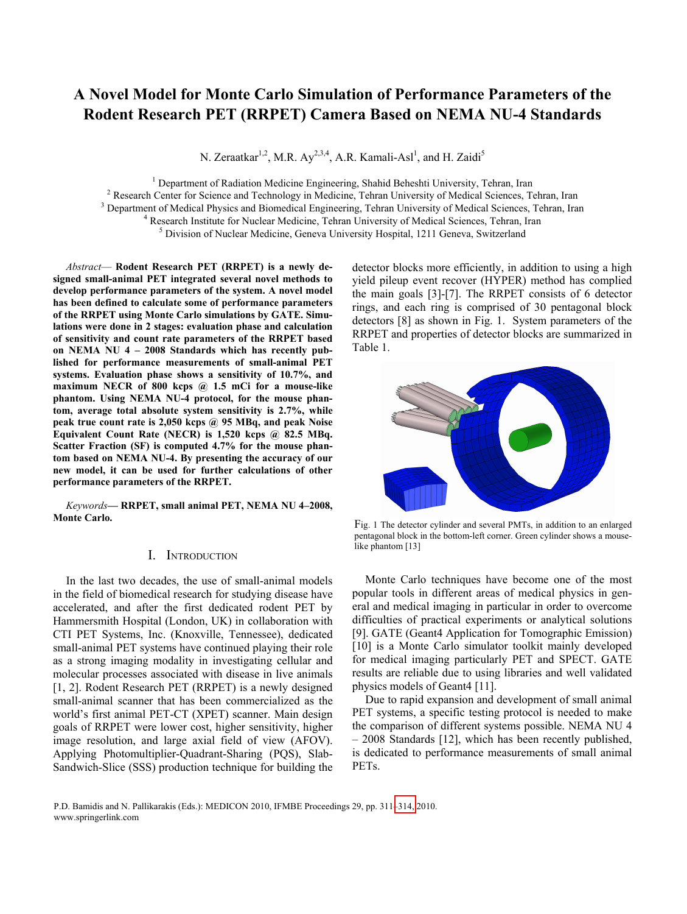# A Novel Model for Monte Carlo Simulation of Performance Parameters of the Rodent Research PET (RRPET) Camera Based on NEMA NU-4 Standards

N. Zeraatkar[1,2], M.R. Ay[2,3,4], A.R. Kamali-Asl[1], and H. Zaidi[5]

[1] Department of Radiation Medicine Engineering, Shahid Beheshti University, Tehran, Iran
[2] Research Center for Science and Technology in Medicine, Tehran University of Medical Sciences, Tehran, Iran
[3] Department of Medical Physics and Biomedical Engineering, Tehran University of Medical Sciences, Tehran, Iran
[4] Research Institute for Nuclear Medicine, Tehran University of Medical Sciences, Tehran, Iran
[5] Division of Nuclear Medicine, Geneva University Hospital, 1211 Geneva, Switzerland

*Abstract*— **Rodent Research PET (RRPET) is a newly designed small-animal PET integrated several novel methods to develop performance parameters of the system. A novel model has been defined to calculate some of performance parameters of the RRPET using Monte Carlo simulations by GATE. Simulations were done in 2 stages: evaluation phase and calculation of sensitivity and count rate parameters of the RRPET based on NEMA NU 4 – 2008 Standards which has recently published for performance measurements of small-animal PET systems. Evaluation phase shows a sensitivity of 10.7%, and maximum NECR of 800 kcps @ 1.5 mCi for a mouse-like phantom. Using NEMA NU-4 protocol, for the mouse phantom, average total absolute system sensitivity is 2.7%, while peak true count rate is 2,050 kcps @ 95 MBq, and peak Noise Equivalent Count Rate (NECR) is 1,520 kcps @ 82.5 MBq. Scatter Fraction (SF) is computed 4.7% for the mouse phantom based on NEMA NU-4. By presenting the accuracy of our new model, it can be used for further calculations of other performance parameters of the RRPET.**

*Keywords*— **RRPET, small animal PET, NEMA NU 4–2008, Monte Carlo.**

## I. INTRODUCTION

In the last two decades, the use of small-animal models in the field of biomedical research for studying disease have accelerated, and after the first dedicated rodent PET by Hammersmith Hospital (London, UK) in collaboration with CTI PET Systems, Inc. (Knoxville, Tennessee), dedicated small-animal PET systems have continued playing their role as a strong imaging modality in investigating cellular and molecular processes associated with disease in live animals [1, 2]. Rodent Research PET (RRPET) is a newly designed small-animal scanner that has been commercialized as the world's first animal PET-CT (XPET) scanner. Main design goals of RRPET were lower cost, higher sensitivity, higher image resolution, and large axial field of view (AFOV). Applying Photomultiplier-Quadrant-Sharing (PQS), Slab-Sandwich-Slice (SSS) production technique for building the detector blocks more efficiently, in addition to using a high yield pileup event recover (HYPER) method has complied the main goals [3]-[7]. The RRPET consists of 6 detector rings, and each ring is comprised of 30 pentagonal block detectors [8] as shown in Fig. 1. System parameters of the RRPET and properties of detector blocks are summarized in Table 1.

Fig. 1 The detector cylinder and several PMTs, in addition to an enlarged pentagonal block in the bottom-left corner. Green cylinder shows a mouse-like phantom [13]

Monte Carlo techniques have become one of the most popular tools in different areas of medical physics in general and medical imaging in particular in order to overcome difficulties of practical experiments or analytical solutions [9]. GATE (Geant4 Application for Tomographic Emission) [10] is a Monte Carlo simulator toolkit mainly developed for medical imaging particularly PET and SPECT. GATE results are reliable due to using libraries and well validated physics models of Geant4 [11].

Due to rapid expansion and development of small animal PET systems, a specific testing protocol is needed to make the comparison of different systems possible. NEMA NU 4 – 2008 Standards [12], which has been recently published, is dedicated to performance measurements of small animal PETs.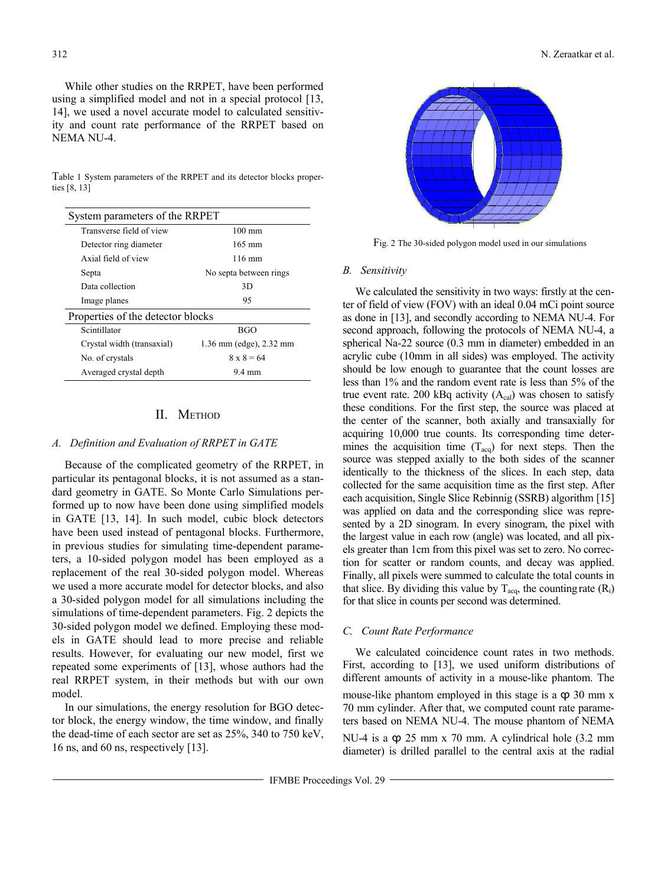While other studies on the RRPET, have been performed using a simplified model and not in a special protocol [13, 14], we used a novel accurate model to calculated sensitivity and count rate performance of the RRPET based on NEMA NU-4.

Table 1 System parameters of the RRPET and its detector blocks properties [8, 13]

| System parameters of the RRPET | |
|---|---|
| Transverse field of view | 100 mm |
| Detector ring diameter | 165 mm |
| Axial field of view | 116 mm |
| Septa | No septa between rings |
| Data collection | 3D |
| Image planes | 95 |
| **Properties of the detector blocks** | |
| Scintillator | BGO |
| Crystal width (transaxial) | 1.36 mm (edge), 2.32 mm |
| No. of crystals | 8 x 8 = 64 |
| Averaged crystal depth | 9.4 mm |

## II. METHOD

### A. Definition and Evaluation of RRPET in GATE

Because of the complicated geometry of the RRPET, in particular its pentagonal blocks, it is not assumed as a standard geometry in GATE. So Monte Carlo Simulations performed up to now have been done using simplified models in GATE [13, 14]. In such model, cubic block detectors have been used instead of pentagonal blocks. Furthermore, in previous studies for simulating time-dependent parameters, a 10-sided polygon model has been employed as a replacement of the real 30-sided polygon model. Whereas we used a more accurate model for detector blocks, and also a 30-sided polygon model for all simulations including the simulations of time-dependent parameters. Fig. 2 depicts the 30-sided polygon model we defined. Employing these models in GATE should lead to more precise and reliable results. However, for evaluating our new model, first we repeated some experiments of [13], whose authors had the real RRPET system, in their methods but with our own model.

In our simulations, the energy resolution for BGO detector block, the energy window, the time window, and finally the dead-time of each sector are set as 25%, 340 to 750 keV, 16 ns, and 60 ns, respectively [13].

Fig. 2 The 30-sided polygon model used in our simulations

### B. Sensitivity

We calculated the sensitivity in two ways: firstly at the center of field of view (FOV) with an ideal 0.04 mCi point source as done in [13], and secondly according to NEMA NU-4. For second approach, following the protocols of NEMA NU-4, a spherical Na-22 source (0.3 mm in diameter) embedded in an acrylic cube (10mm in all sides) was employed. The activity should be low enough to guarantee that the count losses are less than 1% and the random event rate is less than 5% of the true event rate. 200 kBq activity ($A_{cal}$) was chosen to satisfy these conditions. For the first step, the source was placed at the center of the scanner, both axially and transaxially for acquiring 10,000 true counts. Its corresponding time determines the acquisition time ($T_{acq}$) for next steps. Then the source was stepped axially to the both sides of the scanner identically to the thickness of the slices. In each step, data collected for the same acquisition time as the first step. After each acquisition, Single Slice Rebinnig (SSRB) algorithm [15] was applied on data and the corresponding slice was represented by a 2D sinogram. In every sinogram, the pixel with the largest value in each row (angle) was located, and all pixels greater than 1cm from this pixel was set to zero. No correction for scatter or random counts, and decay was applied. Finally, all pixels were summed to calculate the total counts in that slice. By dividing this value by $T_{acq}$, the counting rate ($R_i$) for that slice in counts per second was determined.

### C. Count Rate Performance

We calculated coincidence count rates in two methods. First, according to [13], we used uniform distributions of different amounts of activity in a mouse-like phantom. The mouse-like phantom employed in this stage is a φ 30 mm x 70 mm cylinder. After that, we computed count rate parameters based on NEMA NU-4. The mouse phantom of NEMA NU-4 is a φ 25 mm x 70 mm. A cylindrical hole (3.2 mm diameter) is drilled parallel to the central axis at the radial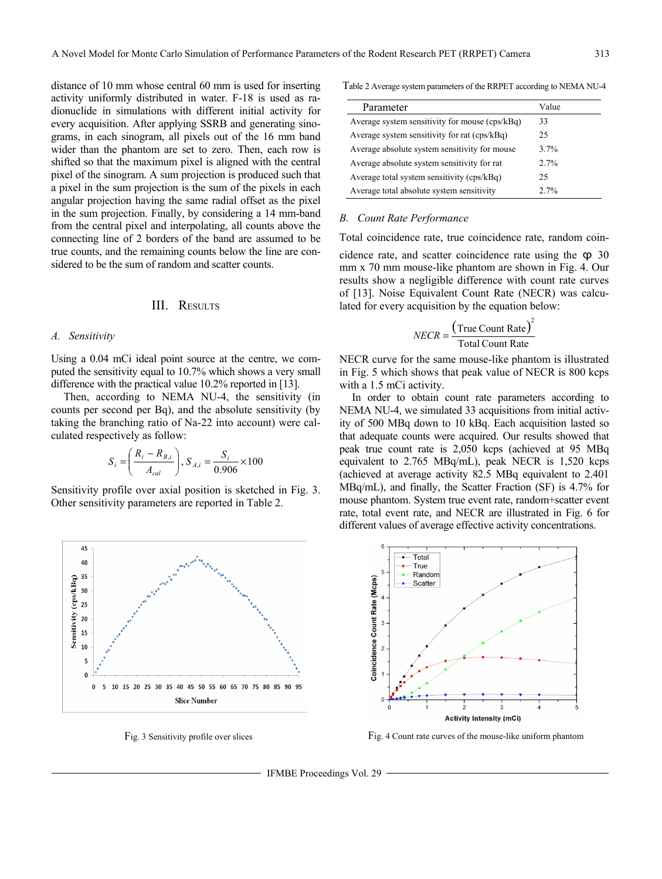distance of 10 mm whose central 60 mm is used for inserting activity uniformly distributed in water. F-18 is used as radionuclide in simulations with different initial activity for every acquisition. After applying SSRB and generating sinograms, in each sinogram, all pixels out of the 16 mm band wider than the phantom are set to zero. Then, each row is shifted so that the maximum pixel is aligned with the central pixel of the sinogram. A sum projection is produced such that a pixel in the sum projection is the sum of the pixels in each angular projection having the same radial offset as the pixel in the sum projection. Finally, by considering a 14 mm-band from the central pixel and interpolating, all counts above the connecting line of 2 borders of the band are assumed to be true counts, and the remaining counts below the line are considered to be the sum of random and scatter counts.

## III. Results

### A. Sensitivity

Using a 0.04 mCi ideal point source at the centre, we computed the sensitivity equal to 10.7% which shows a very small difference with the practical value 10.2% reported in [13].

Then, according to NEMA NU-4, the sensitivity (in counts per second per Bq), and the absolute sensitivity (by taking the branching ratio of Na-22 into account) were calculated respectively as follow:

$$S_i = \left(\frac{R_i - R_{B,i}}{A_{cal}}\right),\; S_{A,i} = \frac{S_i}{0.906} \times 100$$

Sensitivity profile over axial position is sketched in Fig. 3. Other sensitivity parameters are reported in Table 2.

Fig. 3 Sensitivity profile over slices

Table 2 Average system parameters of the RRPET according to NEMA NU-4

| Parameter | Value |
|---|---|
| Average system sensitivity for mouse (cps/kBq) | 33 |
| Average system sensitivity for rat (cps/kBq) | 25 |
| Average absolute system sensitivity for mouse | 3.7% |
| Average absolute system sensitivity for rat | 2.7% |
| Average total system sensitivity (cps/kBq) | 25 |
| Average total absolute system sensitivity | 2.7% |

### B. Count Rate Performance

Total coincidence rate, true coincidence rate, random coincidence rate, and scatter coincidence rate using the φ 30 mm x 70 mm mouse-like phantom are shown in Fig. 4. Our results show a negligible difference with count rate curves of [13]. Noise Equivalent Count Rate (NECR) was calculated for every acquisition by the equation below:

$$NECR = \frac{(\text{True Count Rate})^2}{\text{Total Count Rate}}$$

NECR curve for the same mouse-like phantom is illustrated in Fig. 5 which shows that peak value of NECR is 800 kcps with a 1.5 mCi activity.

In order to obtain count rate parameters according to NEMA NU-4, we simulated 33 acquisitions from initial activity of 500 MBq down to 10 kBq. Each acquisition lasted so that adequate counts were acquired. Our results showed that peak true count rate is 2,050 kcps (achieved at 95 MBq equivalent to 2.765 MBq/mL), peak NECR is 1,520 kcps (achieved at average activity 82.5 MBq equivalent to 2.401 MBq/mL), and finally, the Scatter Fraction (SF) is 4.7% for mouse phantom. System true event rate, random+scatter event rate, total event rate, and NECR are illustrated in Fig. 6 for different values of average effective activity concentrations.

Fig. 4 Count rate curves of the mouse-like uniform phantom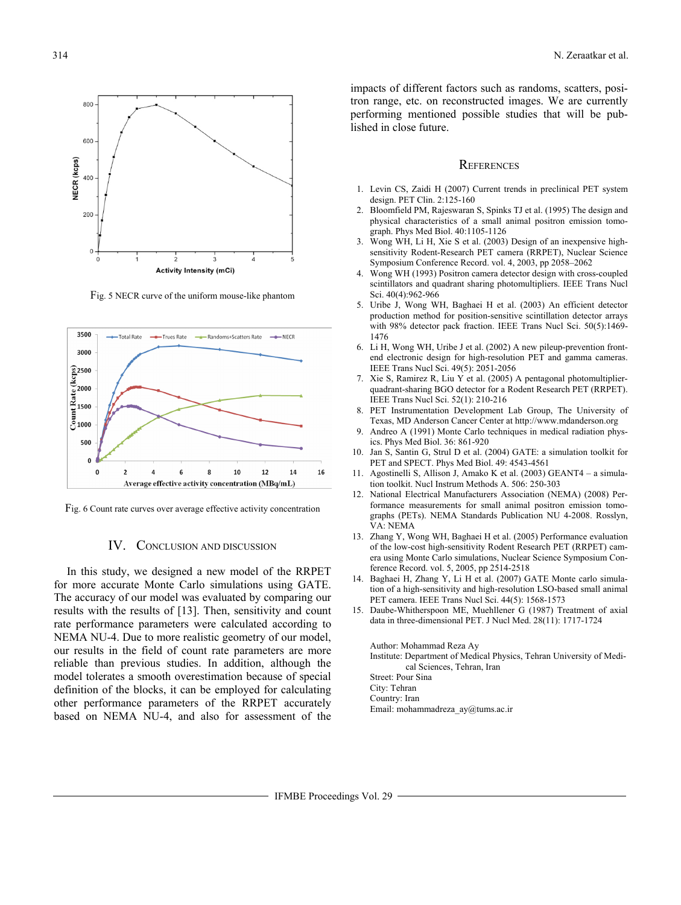NECR (kcps)

800

600

400

200

0

0 1 2 3 4 5

Activity Intensity (mCi)

Fig. 5 NECR curve of the uniform mouse-like phantom

Total Rate, Trues Rate, Randoms+Scatters Rate, NECR

Count Rate (kcps)

3500 3000 2500 2000 1500 1000 500 0

0 2 4 6 8 10 12 14 16

Average effective activity concentration (MBq/mL)

Fig. 6 Count rate curves over average effective activity concentration

## IV. Conclusion and Discussion

In this study, we designed a new model of the RRPET for more accurate Monte Carlo simulations using GATE. The accuracy of our model was evaluated by comparing our results with the results of [13]. Then, sensitivity and count rate performance parameters were calculated according to NEMA NU-4. Due to more realistic geometry of our model, our results in the field of count rate parameters are more reliable than previous studies. In addition, although the model tolerates a smooth overestimation because of special definition of the blocks, it can be employed for calculating other performance parameters of the RRPET accurately based on NEMA NU-4, and also for assessment of the impacts of different factors such as randoms, scatters, positron range, etc. on reconstructed images. We are currently performing mentioned possible studies that will be published in close future.

## References

1. Levin CS, Zaidi H (2007) Current trends in preclinical PET system design. PET Clin. 2:125-160
2. Bloomfield PM, Rajeswaran S, Spinks TJ et al. (1995) The design and physical characteristics of a small animal positron emission tomograph. Phys Med Biol. 40:1105-1126
3. Wong WH, Li H, Xie S et al. (2003) Design of an inexpensive high-sensitivity Rodent-Research PET camera (RRPET), Nuclear Science Symposium Conference Record. vol. 4, 2003, pp 2058–2062
4. Wong WH (1993) Positron camera detector design with cross-coupled scintillators and quadrant sharing photomultipliers. IEEE Trans Nucl Sci. 40(4):962-966
5. Uribe J, Wong WH, Baghaei H et al. (2003) An efficient detector production method for position-sensitive scintillation detector arrays with 98% detector pack fraction. IEEE Trans Nucl Sci. 50(5):1469-1476
6. Li H, Wong WH, Uribe J et al. (2002) A new pileup-prevention front-end electronic design for high-resolution PET and gamma cameras. IEEE Trans Nucl Sci. 49(5): 2051-2056
7. Xie S, Ramirez R, Liu Y et al. (2005) A pentagonal photomultiplier-quadrant-sharing BGO detector for a Rodent Research PET (RRPET). IEEE Trans Nucl Sci. 52(1): 210-216
8. PET Instrumentation Development Lab Group, The University of Texas, MD Anderson Cancer Center at http://www.mdanderson.org
9. Andreo A (1991) Monte Carlo techniques in medical radiation physics. Phys Med Biol. 36: 861-920
10. Jan S, Santin G, Strul D et al. (2004) GATE: a simulation toolkit for PET and SPECT. Phys Med Biol. 49: 4543-4561
11. Agostinelli S, Allison J, Amako K et al. (2003) GEANT4 – a simulation toolkit. Nucl Instrum Methods A. 506: 250-303
12. National Electrical Manufacturers Association (NEMA) (2008) Performance measurements for small animal positron emission tomographs (PETs). NEMA Standards Publication NU 4-2008. Rosslyn, VA: NEMA
13. Zhang Y, Wong WH, Baghaei H et al. (2005) Performance evaluation of the low-cost high-sensitivity Rodent Research PET (RRPET) camera using Monte Carlo simulations, Nuclear Science Symposium Conference Record. vol. 5, 2005, pp 2514-2518
14. Baghaei H, Zhang Y, Li H et al. (2007) GATE Monte carlo simulation of a high-sensitivity and high-resolution LSO-based small animal PET camera. IEEE Trans Nucl Sci. 44(5): 1568-1573
15. Daube-Whitherspoon ME, Muehllener G (1987) Treatment of axial data in three-dimensional PET. J Nucl Med. 28(11): 1717-1724

Author: Mohammad Reza Ay
Institute: Department of Medical Physics, Tehran University of Medical Sciences, Tehran, Iran
Street: Pour Sina
City: Tehran
Country: Iran
Email: mohammadreza_ay@tums.ac.ir